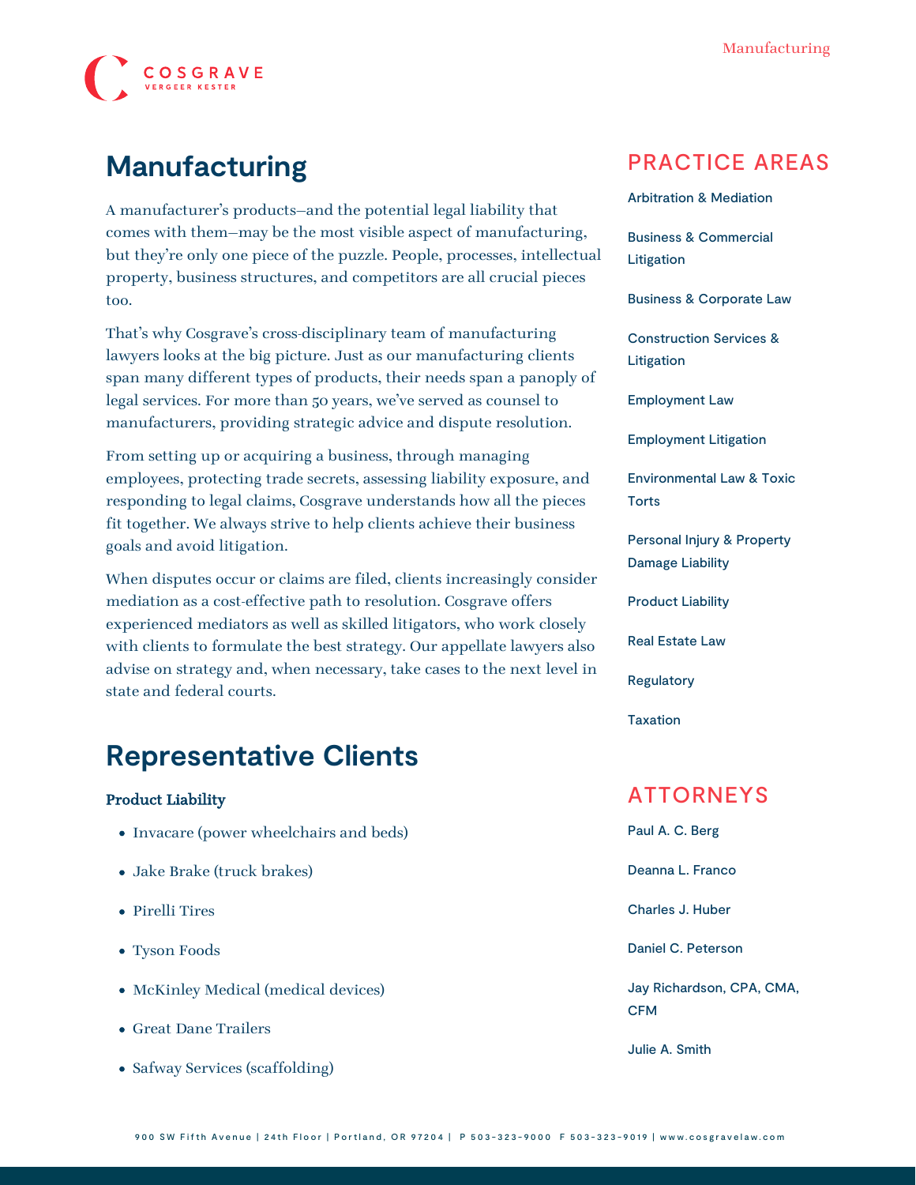# Manufacturing

A manufacturer's products—and the potential legal liability that comes with them—may be the most visible aspect of manufacturing, but they're only one piece of the puzzle. People, processes, intellectual property, business structures, and competitors are all crucial pieces too.

That's why Cosgrave's cross-disciplinary team of manufacturing lawyers looks at the big picture. Just as our manufacturing clients span many different types of products, their needs span a panoply of legal services. For more than 50 years, we've served as counsel to manufacturers, providing strategic advice and dispute resolution.

From setting up or acquiring a business, through managing employees, protecting trade secrets, assessing liability exposure, and responding to legal claims, Cosgrave understands how all the pieces fit together. We always strive to help clients achieve their business goals and avoid litigation.

When disputes occur or claims are filed, clients increasingly consider mediation as a cost-effective path to resolution. Cosgrave offers experienced mediators as well as skilled litigators, who work closely with clients to formulate the best strategy. Our appellate lawyers also advise on strategy and, when necessary, take cases to the next level in state and federal courts.

## Representative Clients

**Product Liability**

- Invacare (power wheelchairs and beds)
- Jake Brake (truck brakes)
- Pirelli Tires
- Tyson Foods
- McKinley Medical (medical devices)
- Great Dane Trailers
- Safway Services (scaffolding)

## PRACTICE AREAS

- Arbitration & Mediation
- Business & Commercial Litigation
- Business & Corporate Law
- Construction Services & Litigation
- Employment Law
- Employment Litigation
- Environmental Law & Toxic Torts
- Personal Injury & Property Damage Liability
- Product Liability
- Real Estate Law
- Regulatory
- Taxation

## ATTORNEYS

- Paul A. C. Berg
- Deanna L. Franco
- Charles J. Huber
- Daniel C. Peterson
- Jay Richardson, CPA, CMA, CFM
- Julie A. Smith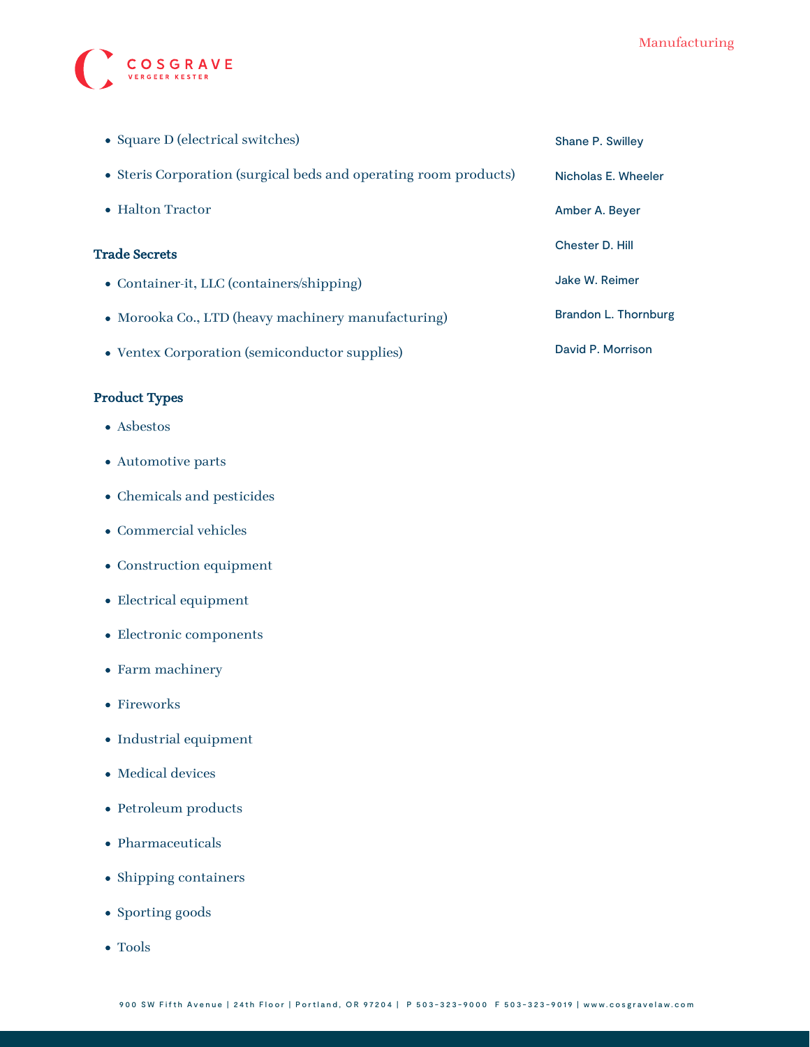- Square D (electrical switches)
- Steris Corporation (surgical beds and operating room products)
- Halton Tractor

### Trade Secrets

- Container-it, LLC (containers/shipping)
- Morooka Co., LTD (heavy machinery manufacturing)
- Ventex Corporation (semiconductor supplies)

### Product Types

- Asbestos
- Automotive parts
- Chemicals and pesticides
- Commercial vehicles
- Construction equipment
- Electrical equipment
- Electronic components
- Farm machinery
- Fireworks
- Industrial equipment
- Medical devices
- Petroleum products
- Pharmaceuticals
- Shipping containers
- Sporting goods
- Tools

Shane P. Swilley

Nicholas E. Wheeler

Amber A. Beyer

Chester D. Hill

Jake W. Reimer

Brandon L. Thornburg

David P. Morrison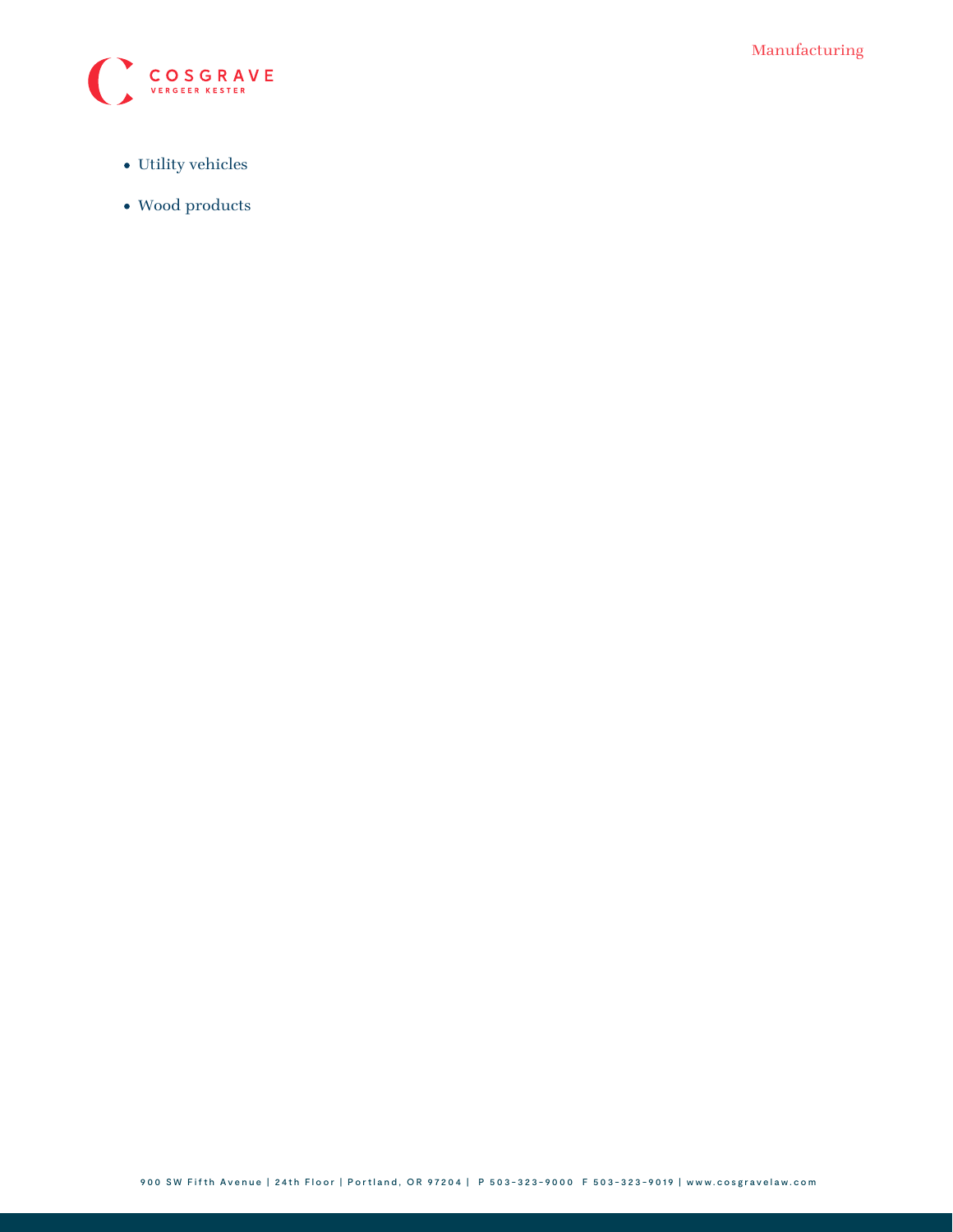- Utility vehicles
- Wood products